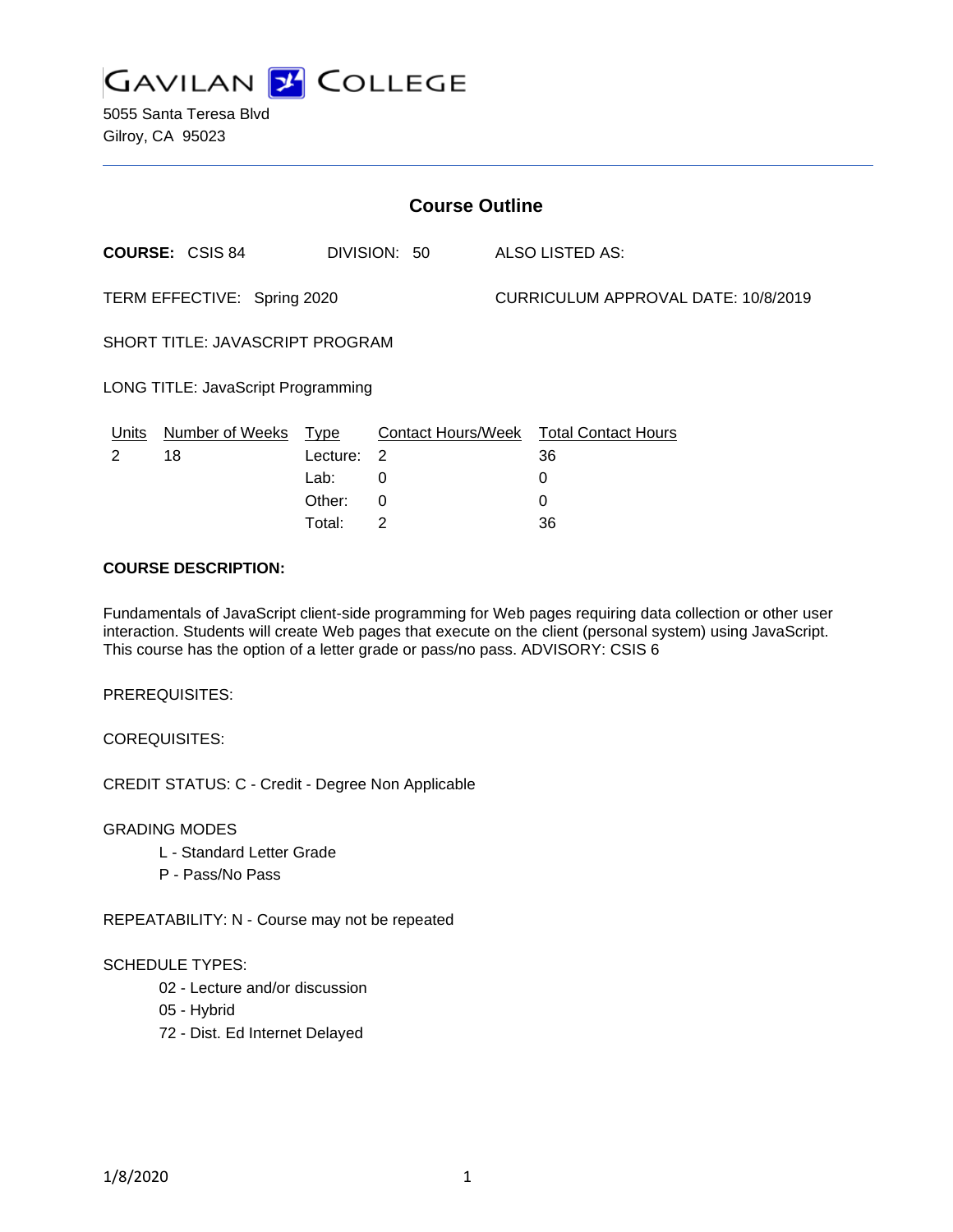# GAVILAN COLLEGE

5055 Santa Teresa Blvd
Gilroy, CA 95023

## Course Outline

**COURSE:** CSIS 84 DIVISION: 50 ALSO LISTED AS:

TERM EFFECTIVE: Spring 2020 CURRICULUM APPROVAL DATE: 10/8/2019

SHORT TITLE: JAVASCRIPT PROGRAM

LONG TITLE: JavaScript Programming

| Units | Number of Weeks | Type | Contact Hours/Week | Total Contact Hours |
|---|---|---|---|---|
| 2 | 18 | Lecture: | 2 | 36 |
| | | Lab: | 0 | 0 |
| | | Other: | 0 | 0 |
| | | Total: | 2 | 36 |

**COURSE DESCRIPTION:**

Fundamentals of JavaScript client-side programming for Web pages requiring data collection or other user interaction. Students will create Web pages that execute on the client (personal system) using JavaScript. This course has the option of a letter grade or pass/no pass. ADVISORY: CSIS 6

PREREQUISITES:

COREQUISITES:

CREDIT STATUS: C - Credit - Degree Non Applicable

GRADING MODES

- L - Standard Letter Grade
- P - Pass/No Pass

REPEATABILITY: N - Course may not be repeated

SCHEDULE TYPES:

- 02 - Lecture and/or discussion
- 05 - Hybrid
- 72 - Dist. Ed Internet Delayed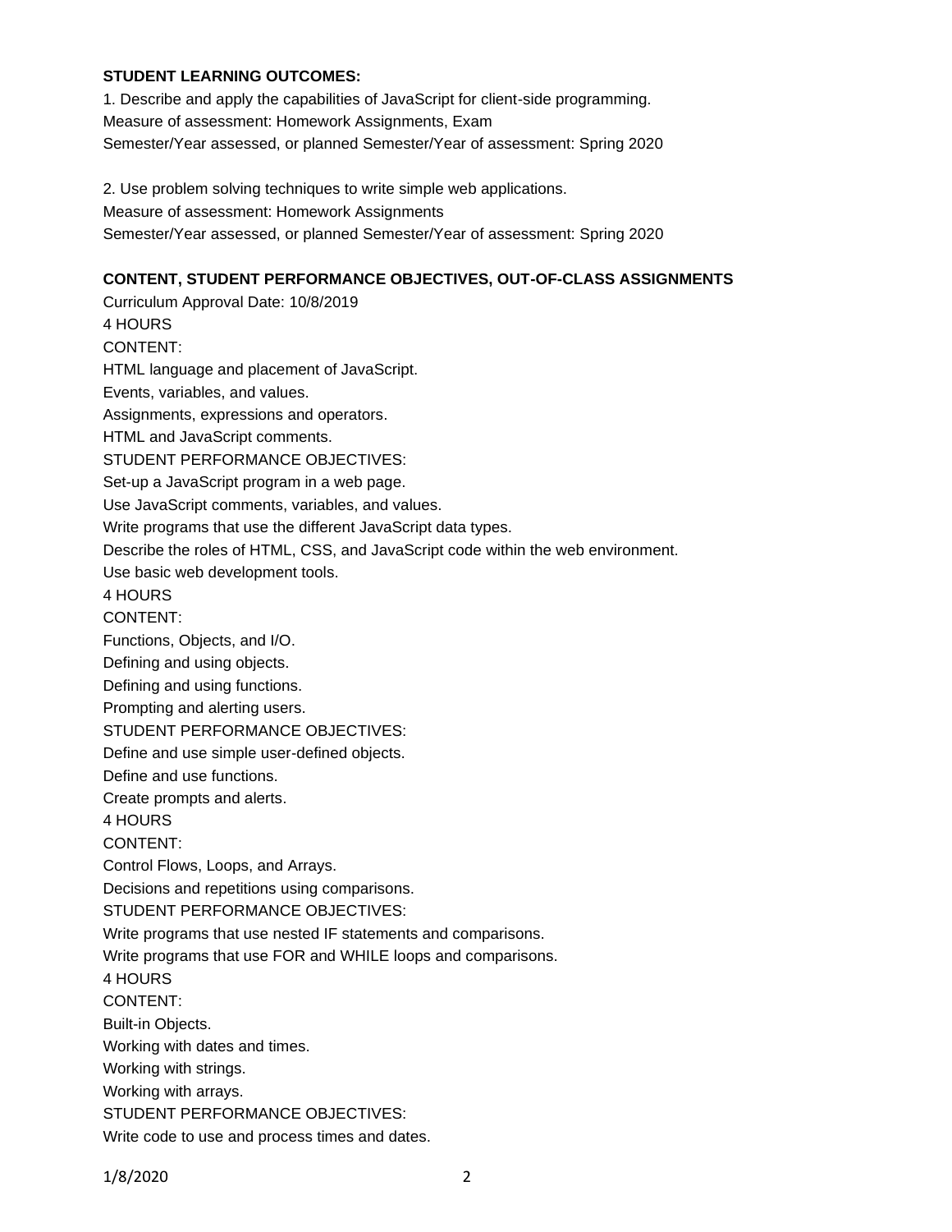**STUDENT LEARNING OUTCOMES:**

1. Describe and apply the capabilities of JavaScript for client-side programming.
Measure of assessment: Homework Assignments, Exam
Semester/Year assessed, or planned Semester/Year of assessment: Spring 2020

2. Use problem solving techniques to write simple web applications.
Measure of assessment: Homework Assignments
Semester/Year assessed, or planned Semester/Year of assessment: Spring 2020

**CONTENT, STUDENT PERFORMANCE OBJECTIVES, OUT-OF-CLASS ASSIGNMENTS**

Curriculum Approval Date: 10/8/2019

4 HOURS

CONTENT:

HTML language and placement of JavaScript.
Events, variables, and values.
Assignments, expressions and operators.
HTML and JavaScript comments.

STUDENT PERFORMANCE OBJECTIVES:

Set-up a JavaScript program in a web page.
Use JavaScript comments, variables, and values.
Write programs that use the different JavaScript data types.
Describe the roles of HTML, CSS, and JavaScript code within the web environment.
Use basic web development tools.

4 HOURS

CONTENT:

Functions, Objects, and I/O.
Defining and using objects.
Defining and using functions.
Prompting and alerting users.

STUDENT PERFORMANCE OBJECTIVES:

Define and use simple user-defined objects.
Define and use functions.
Create prompts and alerts.

4 HOURS

CONTENT:

Control Flows, Loops, and Arrays.
Decisions and repetitions using comparisons.

STUDENT PERFORMANCE OBJECTIVES:

Write programs that use nested IF statements and comparisons.
Write programs that use FOR and WHILE loops and comparisons.

4 HOURS

CONTENT:

Built-in Objects.
Working with dates and times.
Working with strings.
Working with arrays.

STUDENT PERFORMANCE OBJECTIVES:

Write code to use and process times and dates.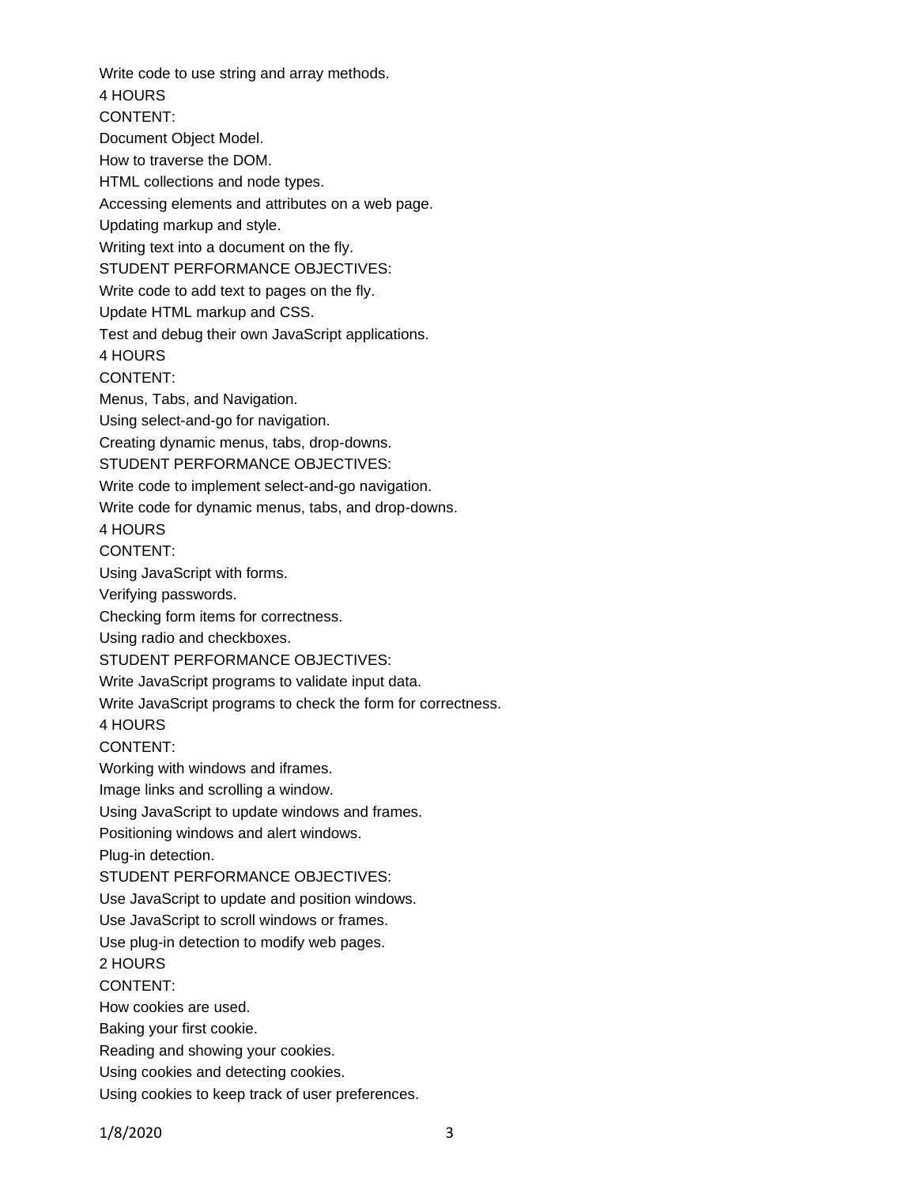Write code to use string and array methods.

4 HOURS

CONTENT:

Document Object Model.

How to traverse the DOM.

HTML collections and node types.

Accessing elements and attributes on a web page.

Updating markup and style.

Writing text into a document on the fly.

STUDENT PERFORMANCE OBJECTIVES:

Write code to add text to pages on the fly.

Update HTML markup and CSS.

Test and debug their own JavaScript applications.

4 HOURS

CONTENT:

Menus, Tabs, and Navigation.

Using select-and-go for navigation.

Creating dynamic menus, tabs, drop-downs.

STUDENT PERFORMANCE OBJECTIVES:

Write code to implement select-and-go navigation.

Write code for dynamic menus, tabs, and drop-downs.

4 HOURS

CONTENT:

Using JavaScript with forms.

Verifying passwords.

Checking form items for correctness.

Using radio and checkboxes.

STUDENT PERFORMANCE OBJECTIVES:

Write JavaScript programs to validate input data.

Write JavaScript programs to check the form for correctness.

4 HOURS

CONTENT:

Working with windows and iframes.

Image links and scrolling a window.

Using JavaScript to update windows and frames.

Positioning windows and alert windows.

Plug-in detection.

STUDENT PERFORMANCE OBJECTIVES:

Use JavaScript to update and position windows.

Use JavaScript to scroll windows or frames.

Use plug-in detection to modify web pages.

2 HOURS

CONTENT:

How cookies are used.

Baking your first cookie.

Reading and showing your cookies.

Using cookies and detecting cookies.

Using cookies to keep track of user preferences.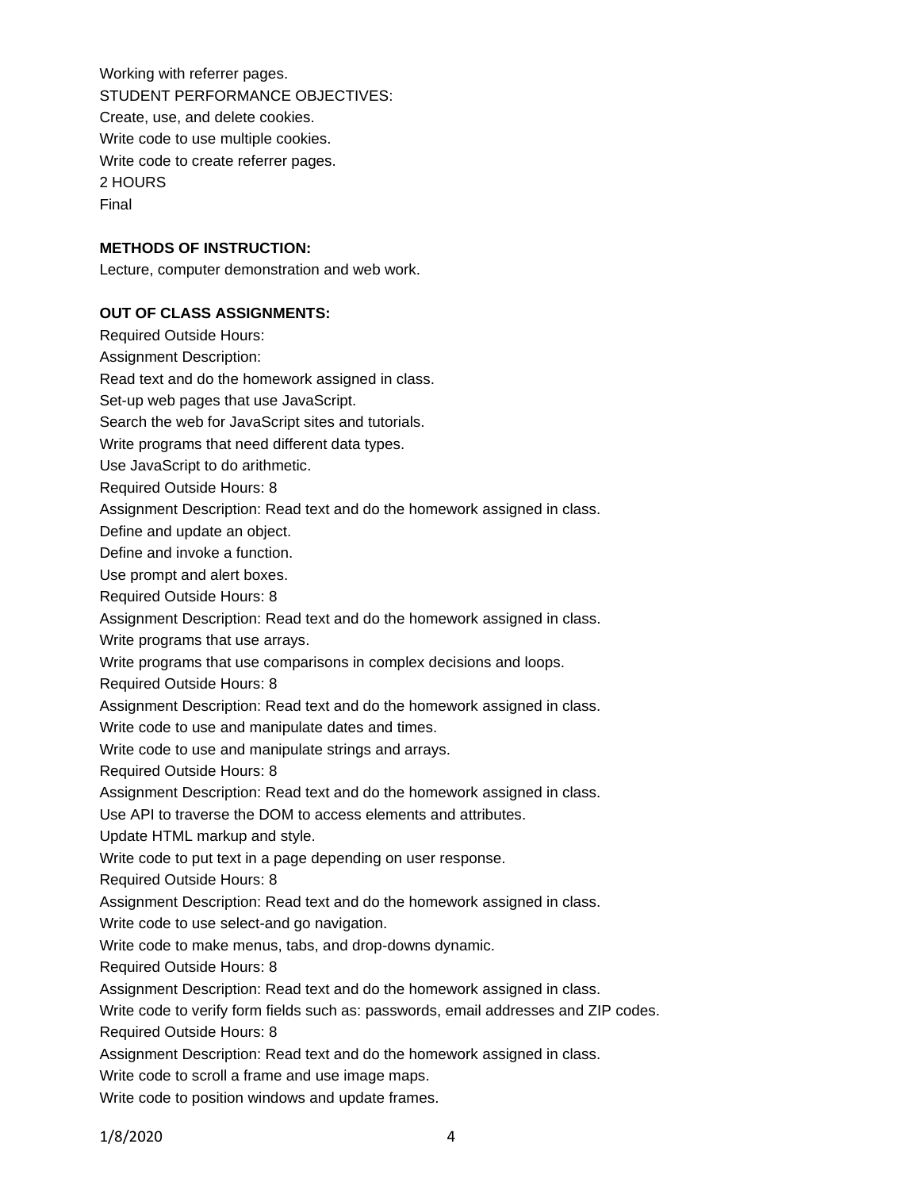Working with referrer pages.
STUDENT PERFORMANCE OBJECTIVES:
Create, use, and delete cookies.
Write code to use multiple cookies.
Write code to create referrer pages.
2 HOURS
Final

**METHODS OF INSTRUCTION:**
Lecture, computer demonstration and web work.

**OUT OF CLASS ASSIGNMENTS:**
Required Outside Hours:
Assignment Description:
Read text and do the homework assigned in class.
Set-up web pages that use JavaScript.
Search the web for JavaScript sites and tutorials.
Write programs that need different data types.
Use JavaScript to do arithmetic.
Required Outside Hours: 8
Assignment Description: Read text and do the homework assigned in class.
Define and update an object.
Define and invoke a function.
Use prompt and alert boxes.
Required Outside Hours: 8
Assignment Description: Read text and do the homework assigned in class.
Write programs that use arrays.
Write programs that use comparisons in complex decisions and loops.
Required Outside Hours: 8
Assignment Description: Read text and do the homework assigned in class.
Write code to use and manipulate dates and times.
Write code to use and manipulate strings and arrays.
Required Outside Hours: 8
Assignment Description: Read text and do the homework assigned in class.
Use API to traverse the DOM to access elements and attributes.
Update HTML markup and style.
Write code to put text in a page depending on user response.
Required Outside Hours: 8
Assignment Description: Read text and do the homework assigned in class.
Write code to use select-and go navigation.
Write code to make menus, tabs, and drop-downs dynamic.
Required Outside Hours: 8
Assignment Description: Read text and do the homework assigned in class.
Write code to verify form fields such as: passwords, email addresses and ZIP codes.
Required Outside Hours: 8
Assignment Description: Read text and do the homework assigned in class.
Write code to scroll a frame and use image maps.
Write code to position windows and update frames.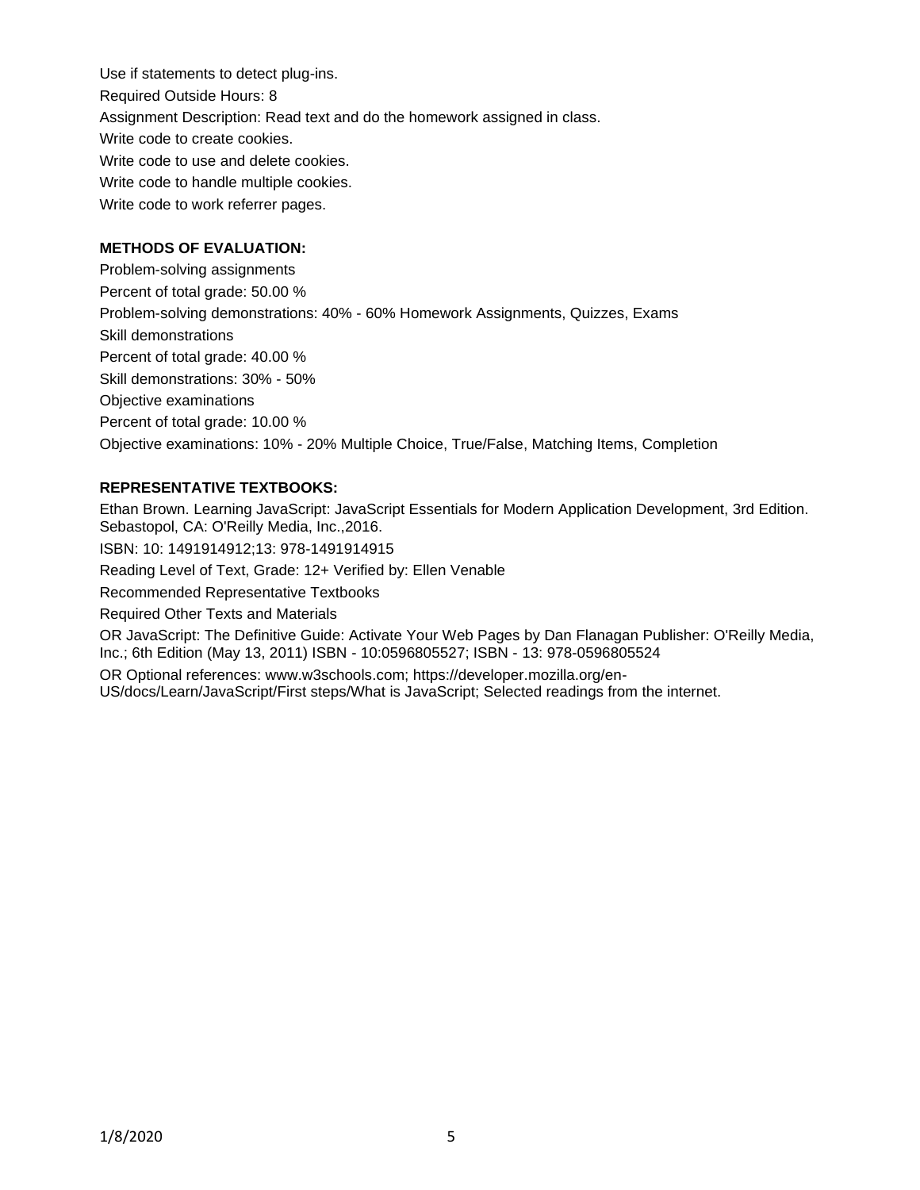Use if statements to detect plug-ins.

Required Outside Hours: 8

Assignment Description: Read text and do the homework assigned in class.

Write code to create cookies.

Write code to use and delete cookies.

Write code to handle multiple cookies.

Write code to work referrer pages.

**METHODS OF EVALUATION:**

Problem-solving assignments

Percent of total grade: 50.00 %

Problem-solving demonstrations: 40% - 60% Homework Assignments, Quizzes, Exams

Skill demonstrations

Percent of total grade: 40.00 %

Skill demonstrations: 30% - 50%

Objective examinations

Percent of total grade: 10.00 %

Objective examinations: 10% - 20% Multiple Choice, True/False, Matching Items, Completion

**REPRESENTATIVE TEXTBOOKS:**

Ethan Brown. Learning JavaScript: JavaScript Essentials for Modern Application Development, 3rd Edition. Sebastopol, CA: O'Reilly Media, Inc.,2016.

ISBN: 10: 1491914912;13: 978-1491914915

Reading Level of Text, Grade: 12+ Verified by: Ellen Venable

Recommended Representative Textbooks

Required Other Texts and Materials

OR JavaScript: The Definitive Guide: Activate Your Web Pages by Dan Flanagan Publisher: O'Reilly Media, Inc.; 6th Edition (May 13, 2011) ISBN - 10:0596805527; ISBN - 13: 978-0596805524

OR Optional references: www.w3schools.com; https://developer.mozilla.org/en-US/docs/Learn/JavaScript/First steps/What is JavaScript; Selected readings from the internet.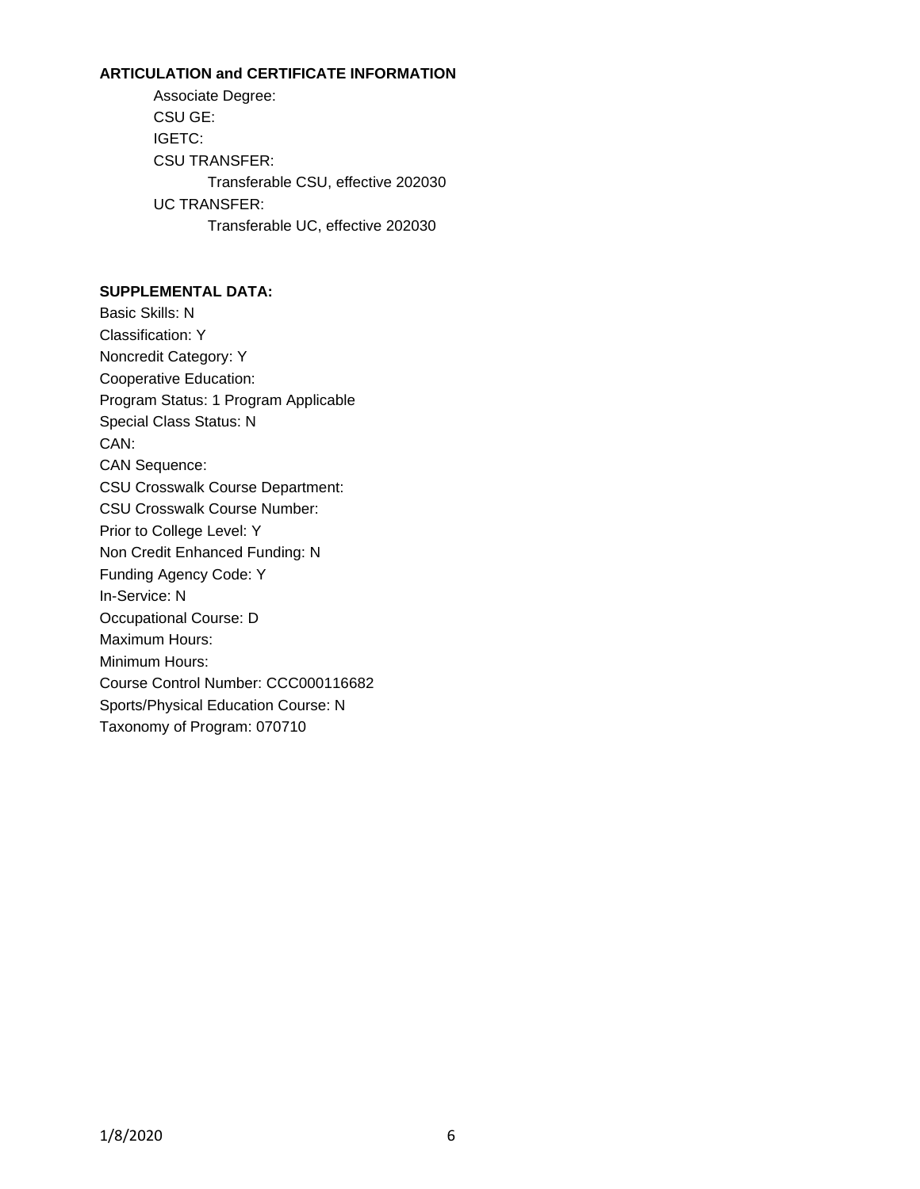**ARTICULATION and CERTIFICATE INFORMATION**

Associate Degree:
CSU GE:
IGETC:
CSU TRANSFER:
Transferable CSU, effective 202030
UC TRANSFER:
Transferable UC, effective 202030

**SUPPLEMENTAL DATA:**

Basic Skills: N
Classification: Y
Noncredit Category: Y
Cooperative Education:
Program Status: 1 Program Applicable
Special Class Status: N
CAN:
CAN Sequence:
CSU Crosswalk Course Department:
CSU Crosswalk Course Number:
Prior to College Level: Y
Non Credit Enhanced Funding: N
Funding Agency Code: Y
In-Service: N
Occupational Course: D
Maximum Hours:
Minimum Hours:
Course Control Number: CCC000116682
Sports/Physical Education Course: N
Taxonomy of Program: 070710